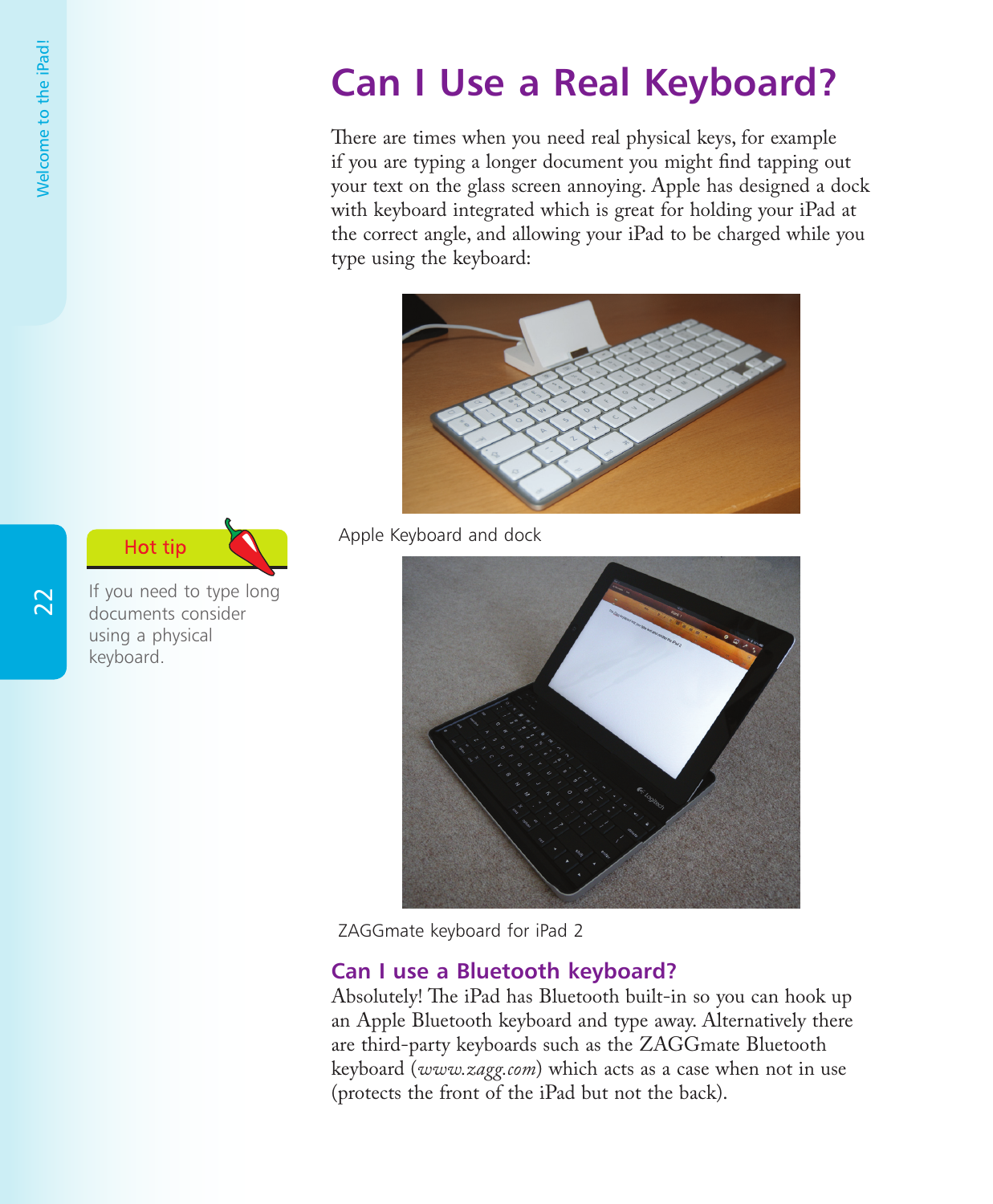# Can I Use a Real Keyboard?

There are times when you need real physical keys, for example if you are typing a longer document you might find tapping out your text on the glass screen annoying. Apple has designed a dock with keyboard integrated which is great for holding your iPad at the correct angle, and allowing your iPad to be charged while you type using the keyboard:

Apple Keyboard and dock

**Hot tip**

If you need to type long documents consider using a physical keyboard.

ZAGGmate keyboard for iPad 2

## Can I use a Bluetooth keyboard?

Absolutely! The iPad has Bluetooth built-in so you can hook up an Apple Bluetooth keyboard and type away. Alternatively there are third-party keyboards such as the ZAGGmate Bluetooth keyboard (*www.zagg.com*) which acts as a case when not in use (protects the front of the iPad but not the back).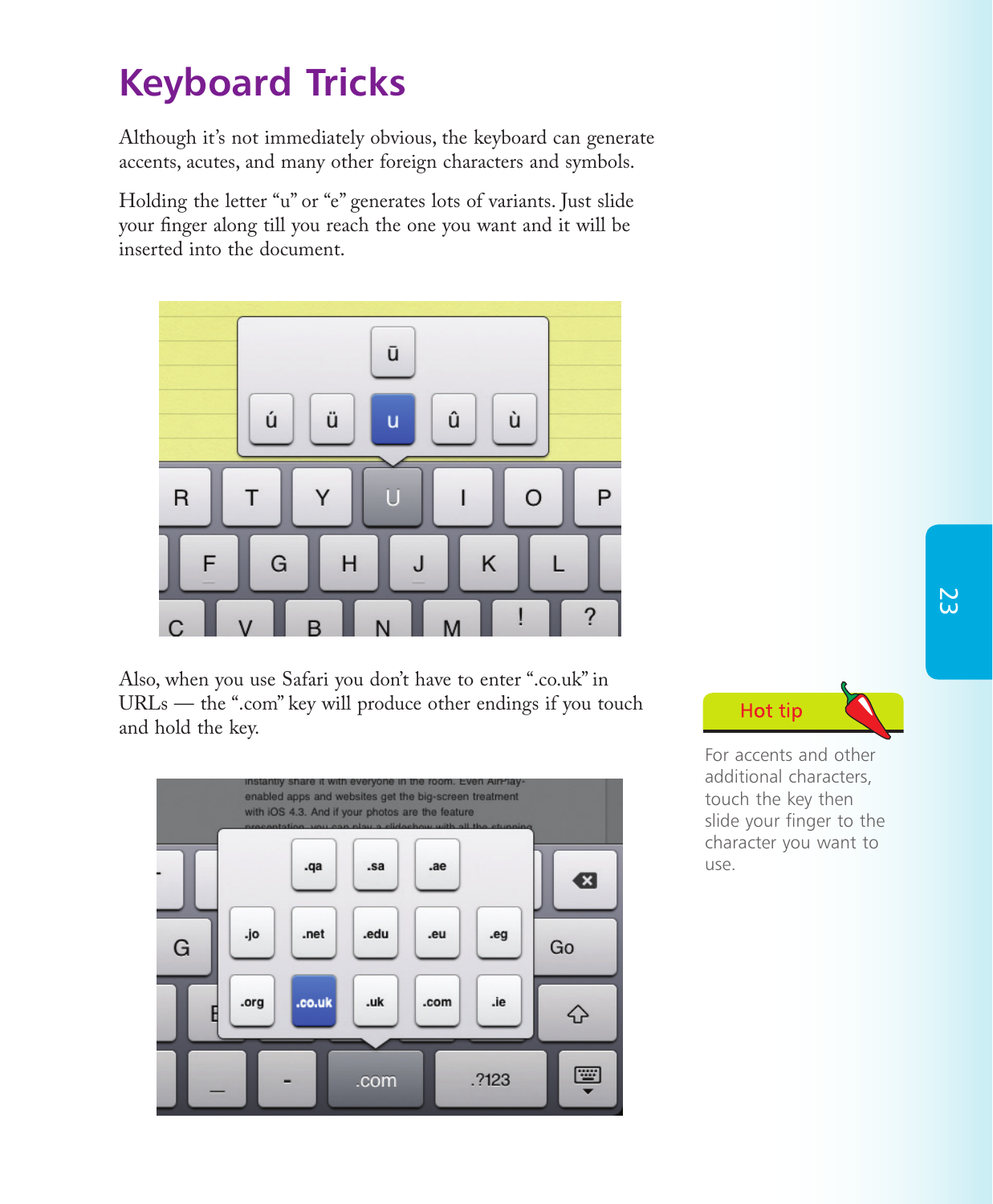# Keyboard Tricks

Although it's not immediately obvious, the keyboard can generate accents, acutes, and many other foreign characters and symbols.

Holding the letter "u" or "e" generates lots of variants. Just slide your finger along till you reach the one you want and it will be inserted into the document.

Also, when you use Safari you don't have to enter ".co.uk" in URLs — the ".com" key will produce other endings if you touch and hold the key.

**Hot tip**

For accents and other additional characters, touch the key then slide your finger to the character you want to use.